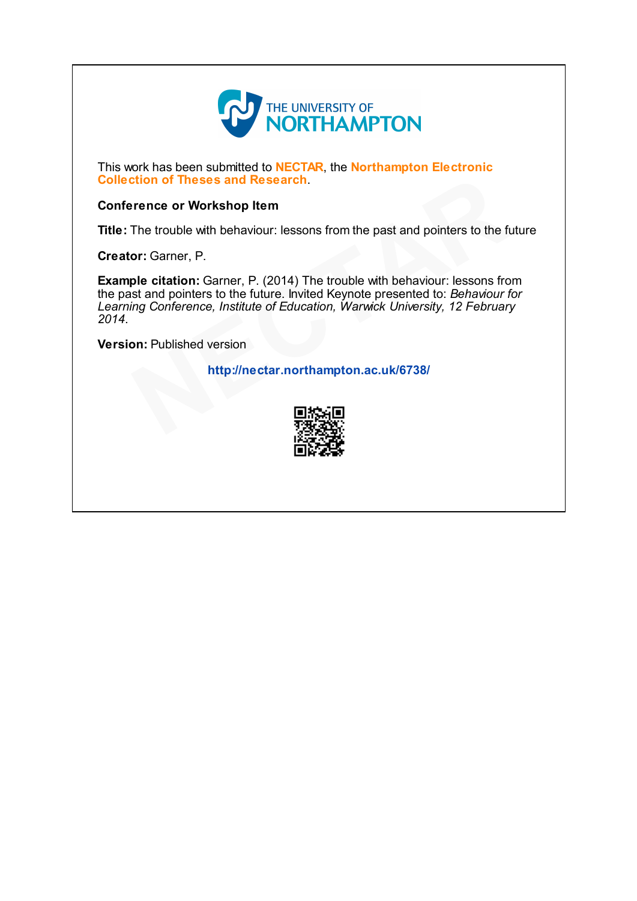THE UNIVERSITY OF NORTHAMPTON

This work has been submitted to **NECTAR**, the **Northampton Electronic Collection of Theses and Research**.

**Conference or Workshop Item**

**Title:** The trouble with behaviour: lessons from the past and pointers to the future

**Creator:** Garner, P.

**Example citation:** Garner, P. (2014) The trouble with behaviour: lessons from the past and pointers to the future. Invited Keynote presented to: *Behaviour for Learning Conference, Institute of Education, Warwick University, 12 February 2014*.

**Version:** Published version

**http://nectar.northampton.ac.uk/6738/**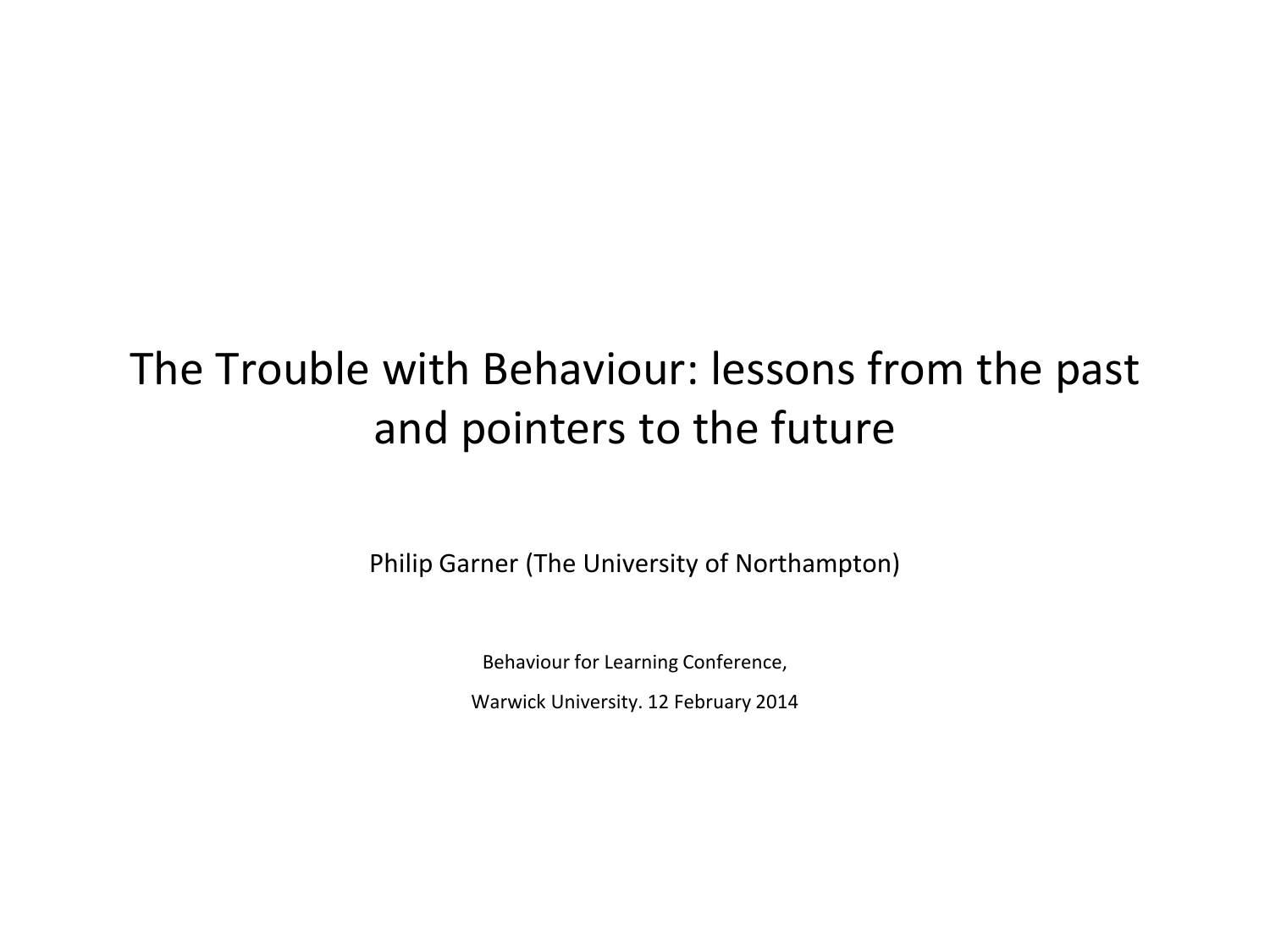# The Trouble with Behaviour: lessons from the past and pointers to the future

Philip Garner (The University of Northampton)

Behaviour for Learning Conference,

Warwick University. 12 February 2014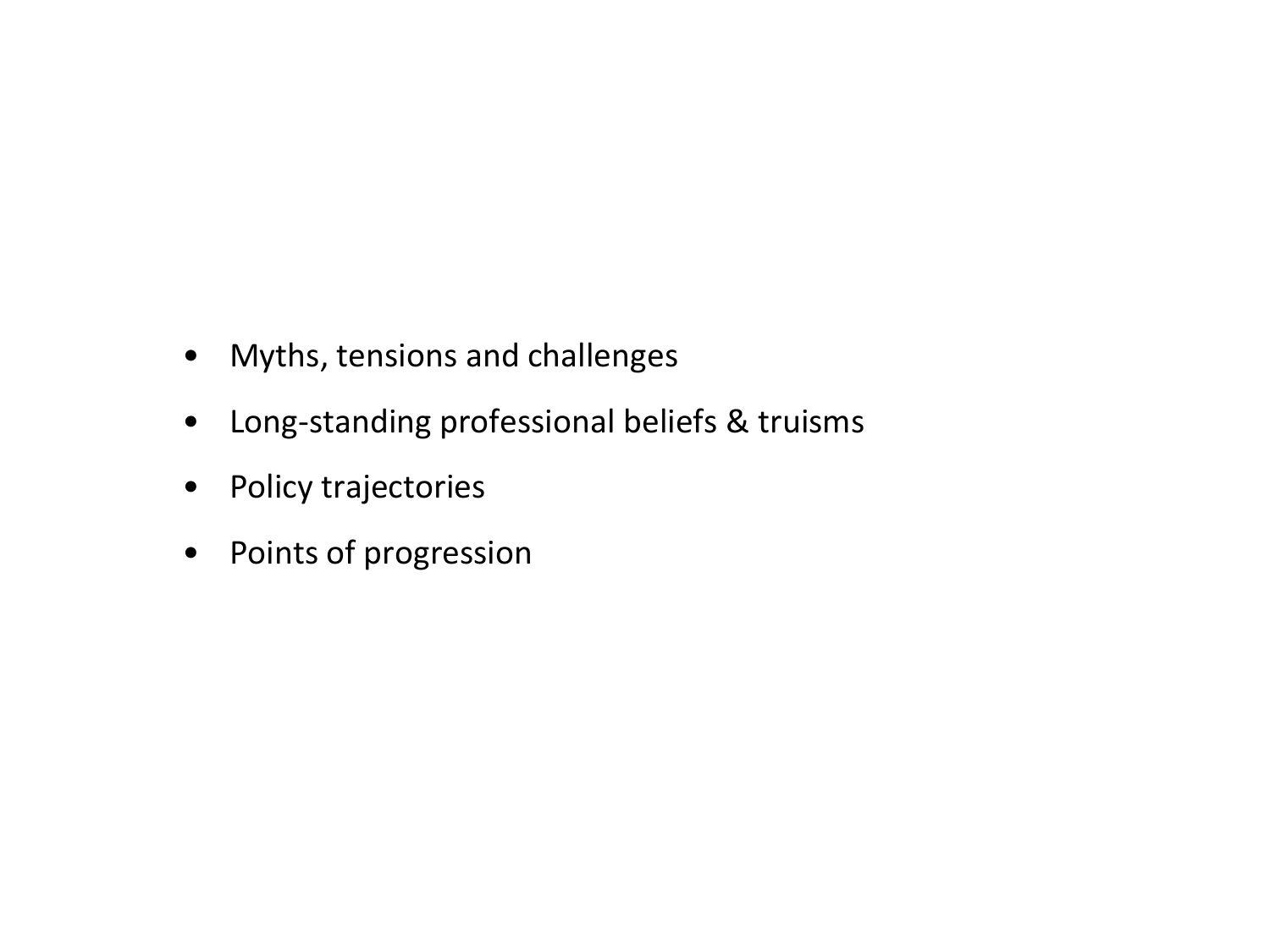- Myths, tensions and challenges
- Long-standing professional beliefs & truisms
- Policy trajectories
- Points of progression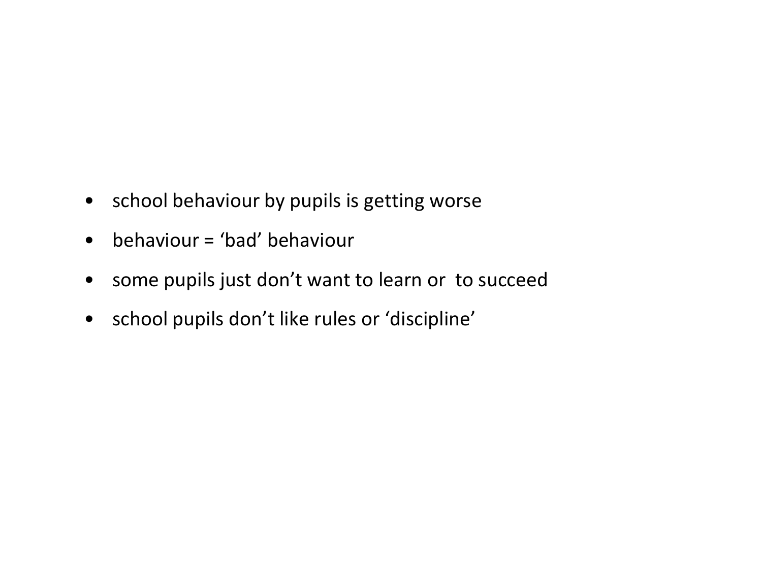- school behaviour by pupils is getting worse
- behaviour = ‘bad’ behaviour
- some pupils just don’t want to learn or  to succeed
- school pupils don’t like rules or ‘discipline’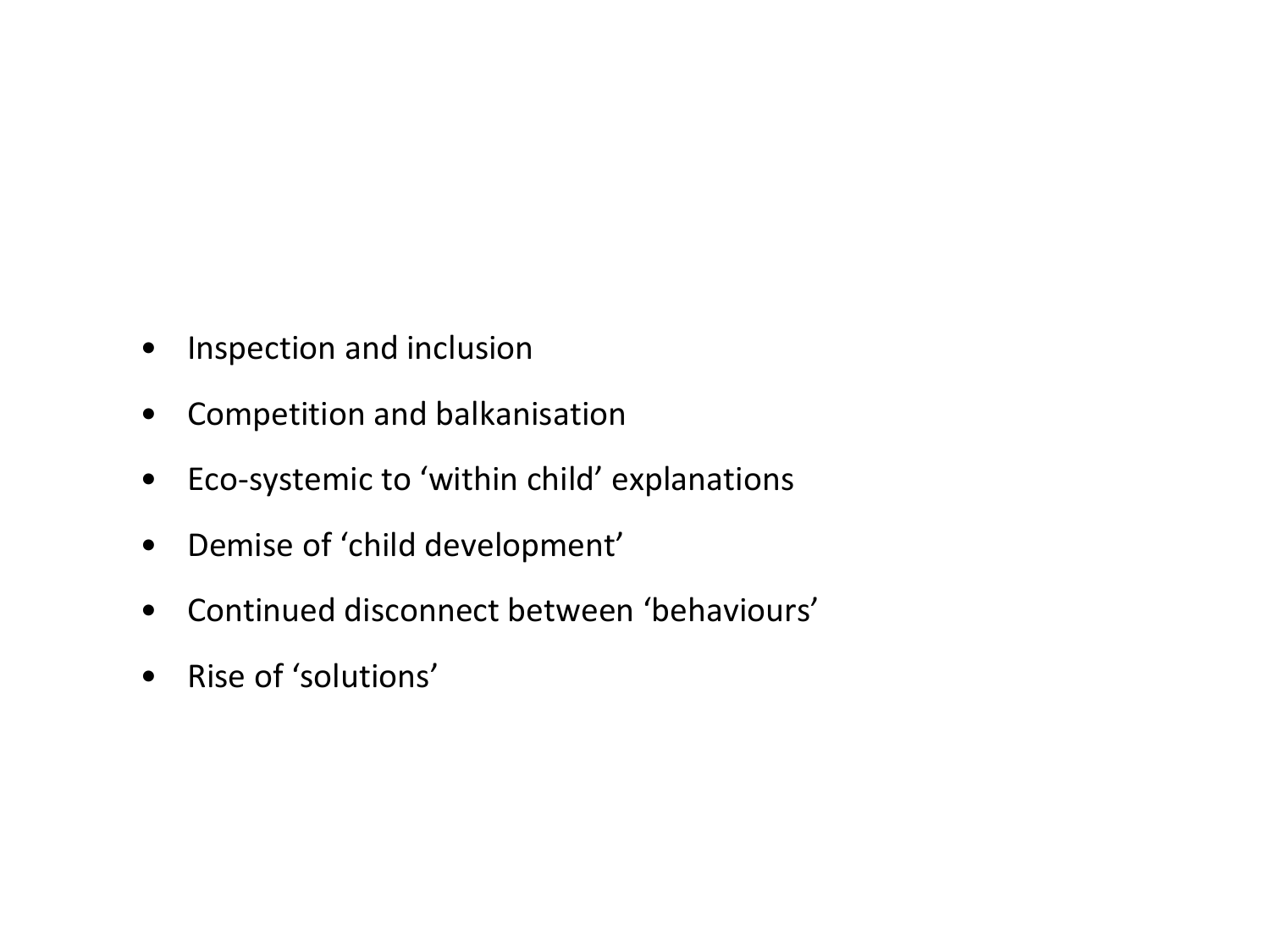- Inspection and inclusion
- Competition and balkanisation
- Eco-systemic to ‘within child’ explanations
- Demise of ‘child development’
- Continued disconnect between ‘behaviours’
- Rise of ‘solutions’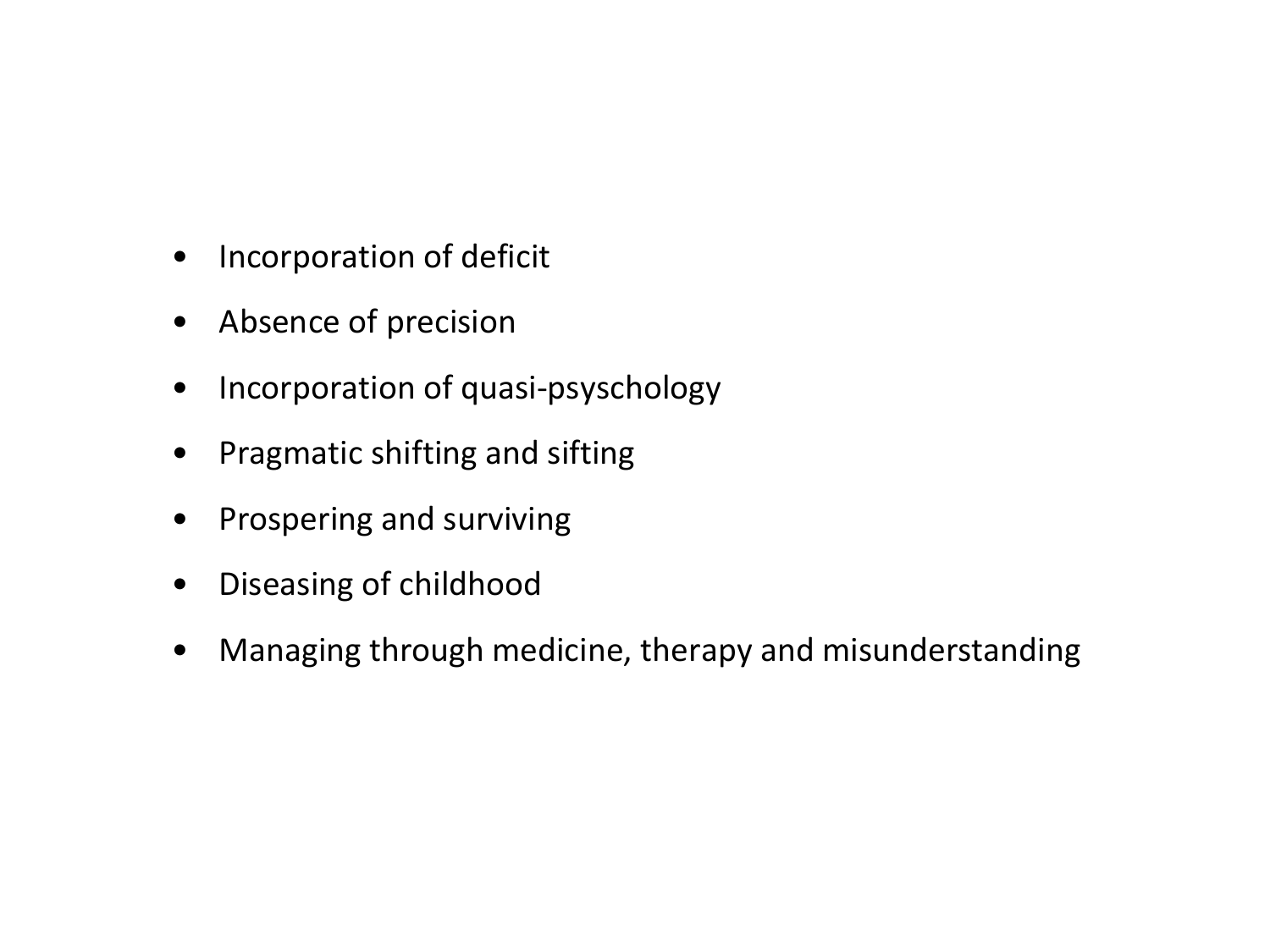- Incorporation of deficit
- Absence of precision
- Incorporation of quasi-psyschology
- Pragmatic shifting and sifting
- Prospering and surviving
- Diseasing of childhood
- Managing through medicine, therapy and misunderstanding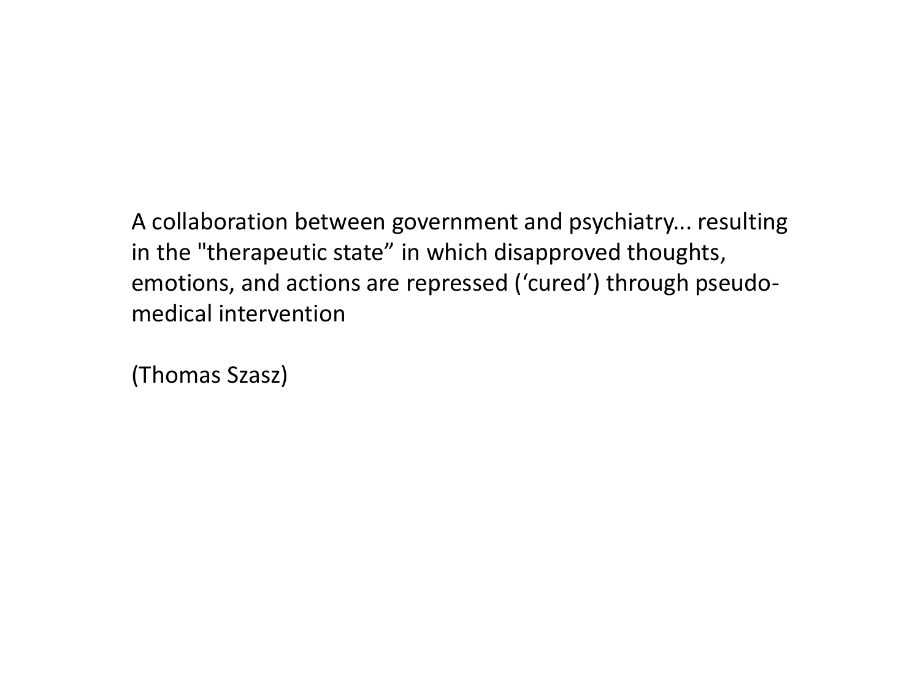A collaboration between government and psychiatry... resulting in the "therapeutic state" in which disapproved thoughts, emotions, and actions are repressed ('cured') through pseudo-medical intervention

(Thomas Szasz)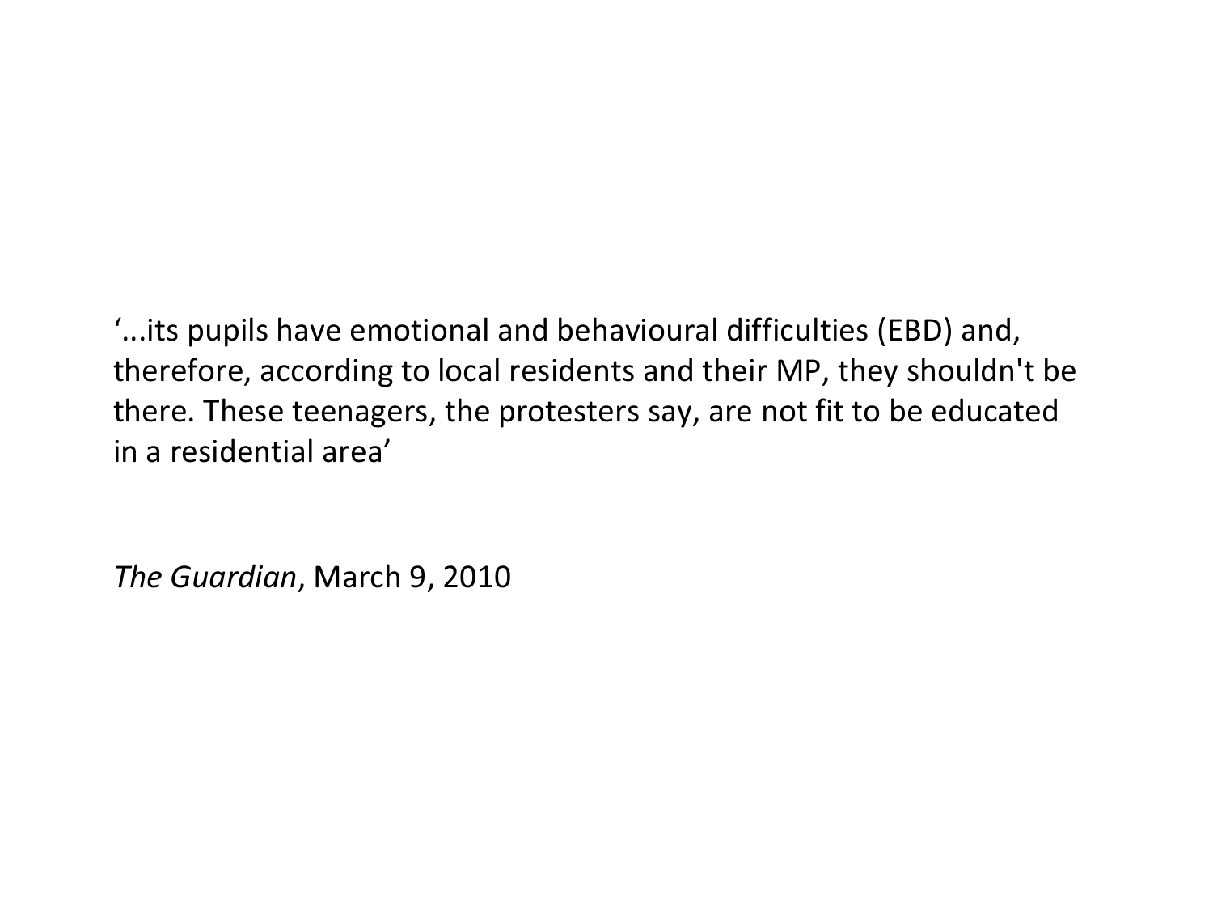'...its pupils have emotional and behavioural difficulties (EBD) and, therefore, according to local residents and their MP, they shouldn't be there. These teenagers, the protesters say, are not fit to be educated in a residential area'

*The Guardian*, March 9, 2010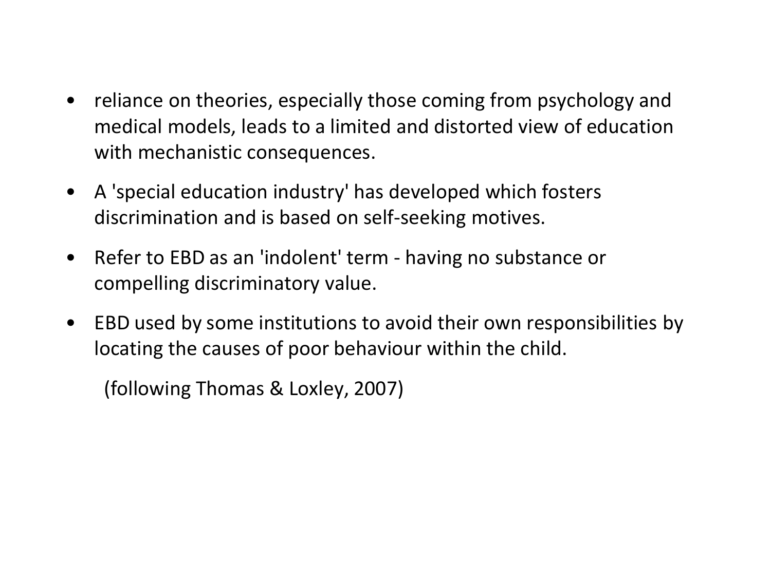- reliance on theories, especially those coming from psychology and medical models, leads to a limited and distorted view of education with mechanistic consequences.
- A 'special education industry' has developed which fosters discrimination and is based on self-seeking motives.
- Refer to EBD as an 'indolent' term - having no substance or compelling discriminatory value.
- EBD used by some institutions to avoid their own responsibilities by locating the causes of poor behaviour within the child.

  (following Thomas & Loxley, 2007)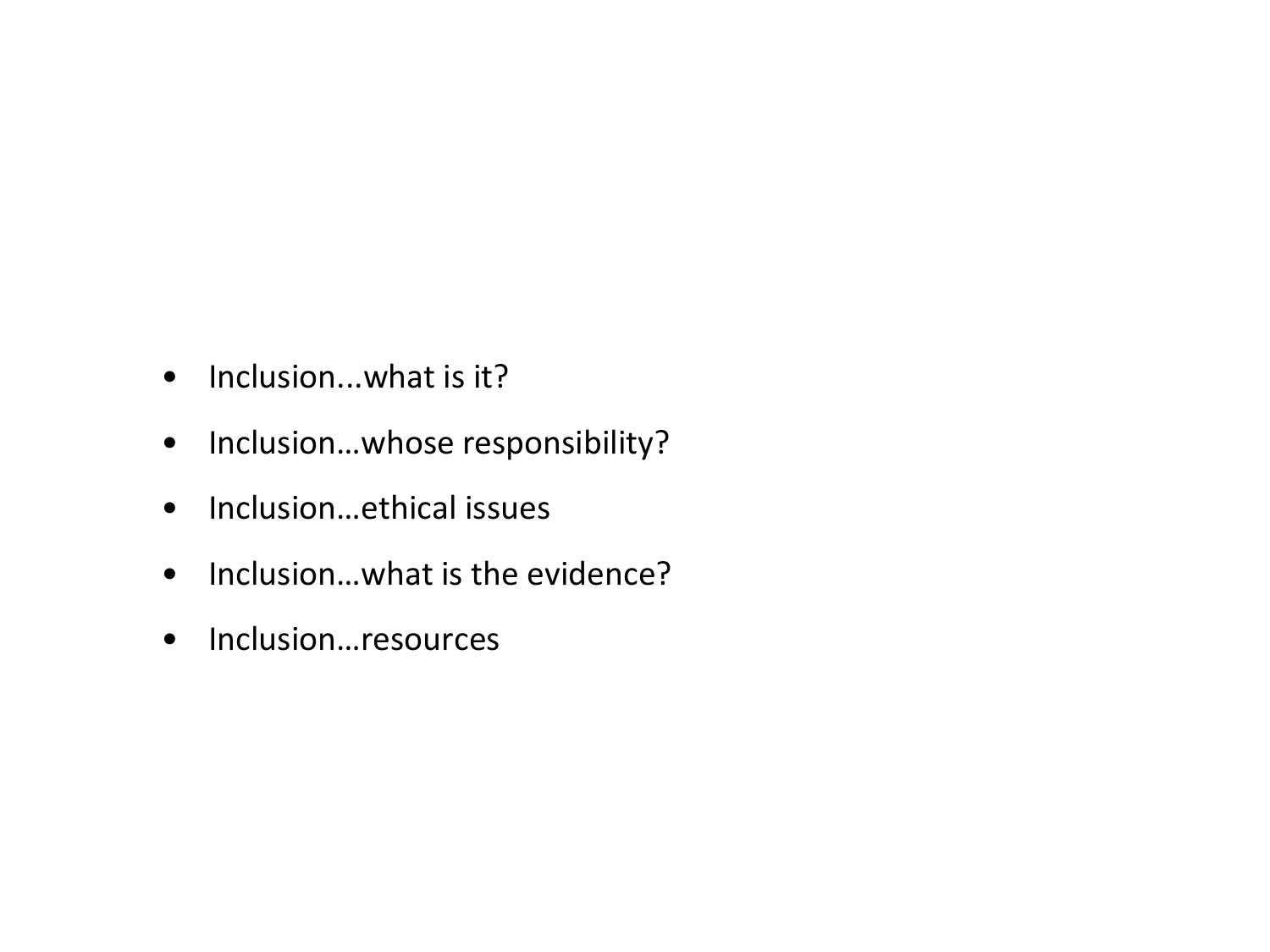- Inclusion...what is it?
- Inclusion…whose responsibility?
- Inclusion…ethical issues
- Inclusion…what is the evidence?
- Inclusion…resources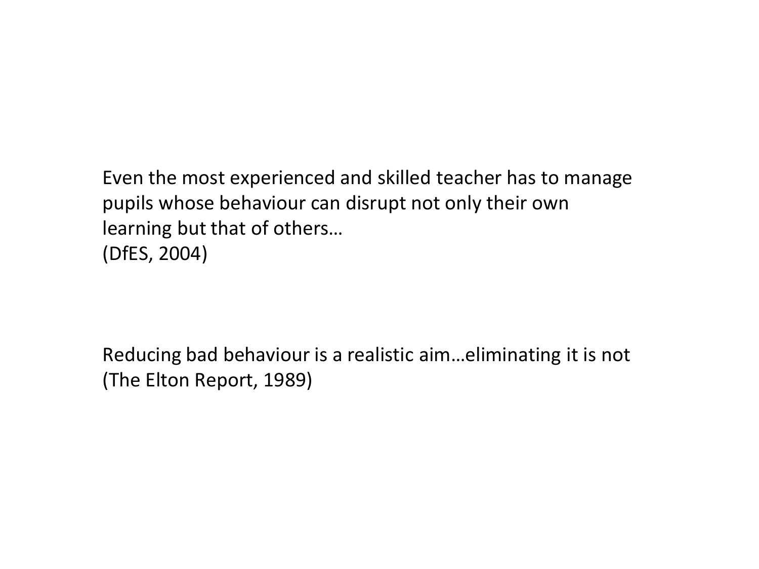Even the most experienced and skilled teacher has to manage pupils whose behaviour can disrupt not only their own learning but that of others…
(DfES, 2004)

Reducing bad behaviour is a realistic aim…eliminating it is not
(The Elton Report, 1989)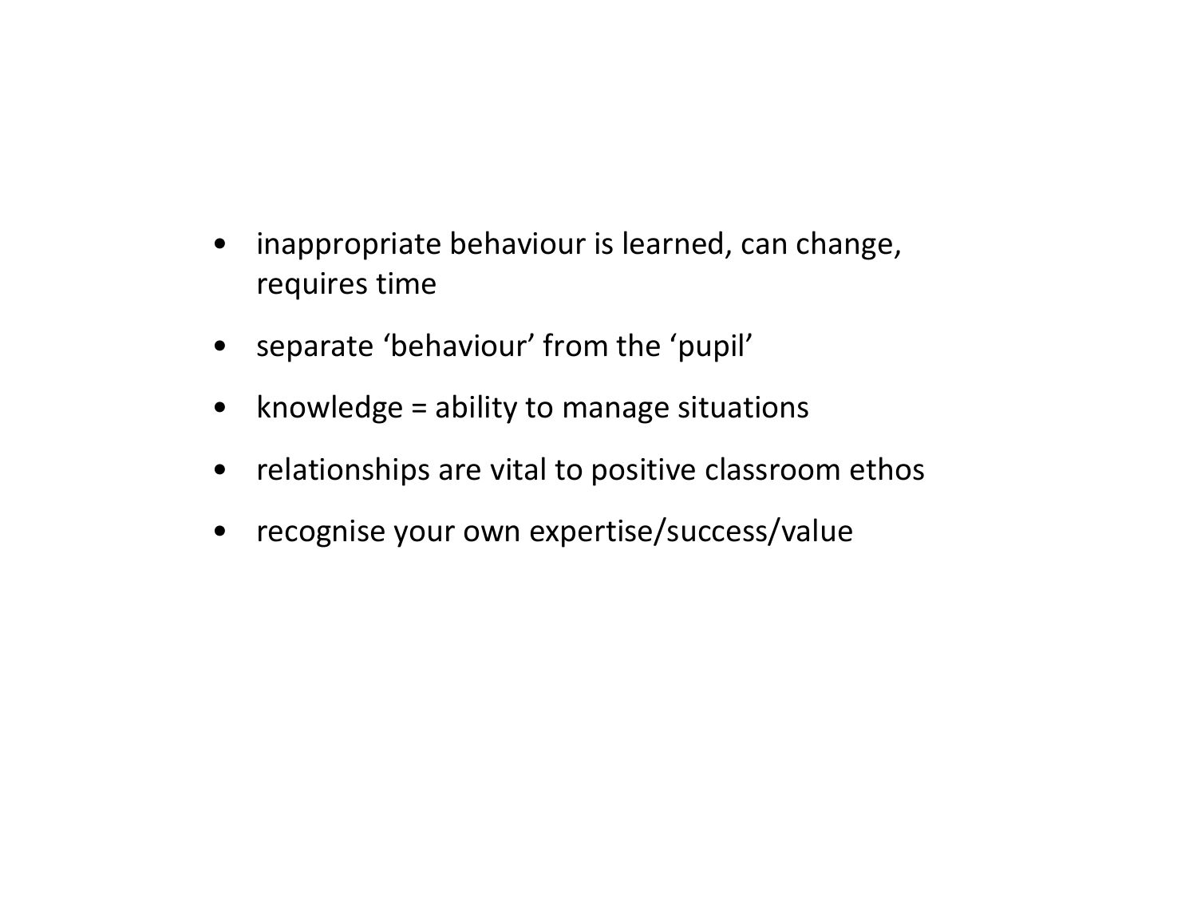- inappropriate behaviour is learned, can change, requires time
- separate ‘behaviour’ from the ‘pupil’
- knowledge = ability to manage situations
- relationships are vital to positive classroom ethos
- recognise your own expertise/success/value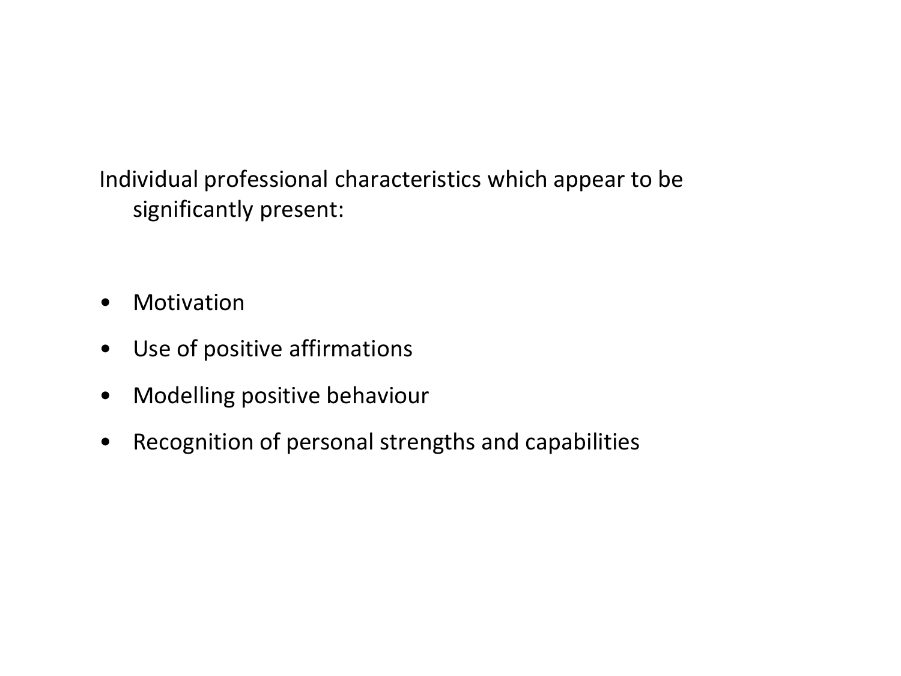Individual professional characteristics which appear to be significantly present:

- Motivation
- Use of positive affirmations
- Modelling positive behaviour
- Recognition of personal strengths and capabilities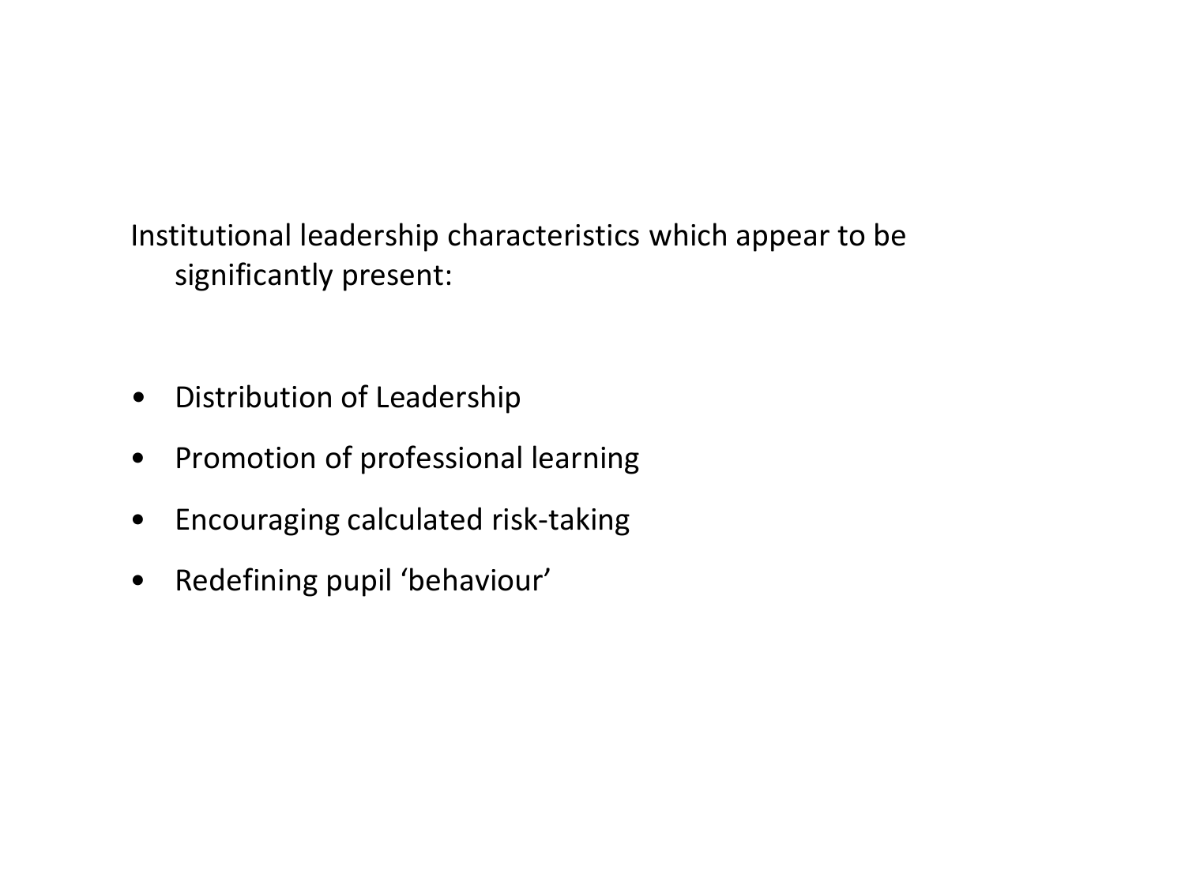Institutional leadership characteristics which appear to be significantly present:

- Distribution of Leadership
- Promotion of professional learning
- Encouraging calculated risk-taking
- Redefining pupil ‘behaviour’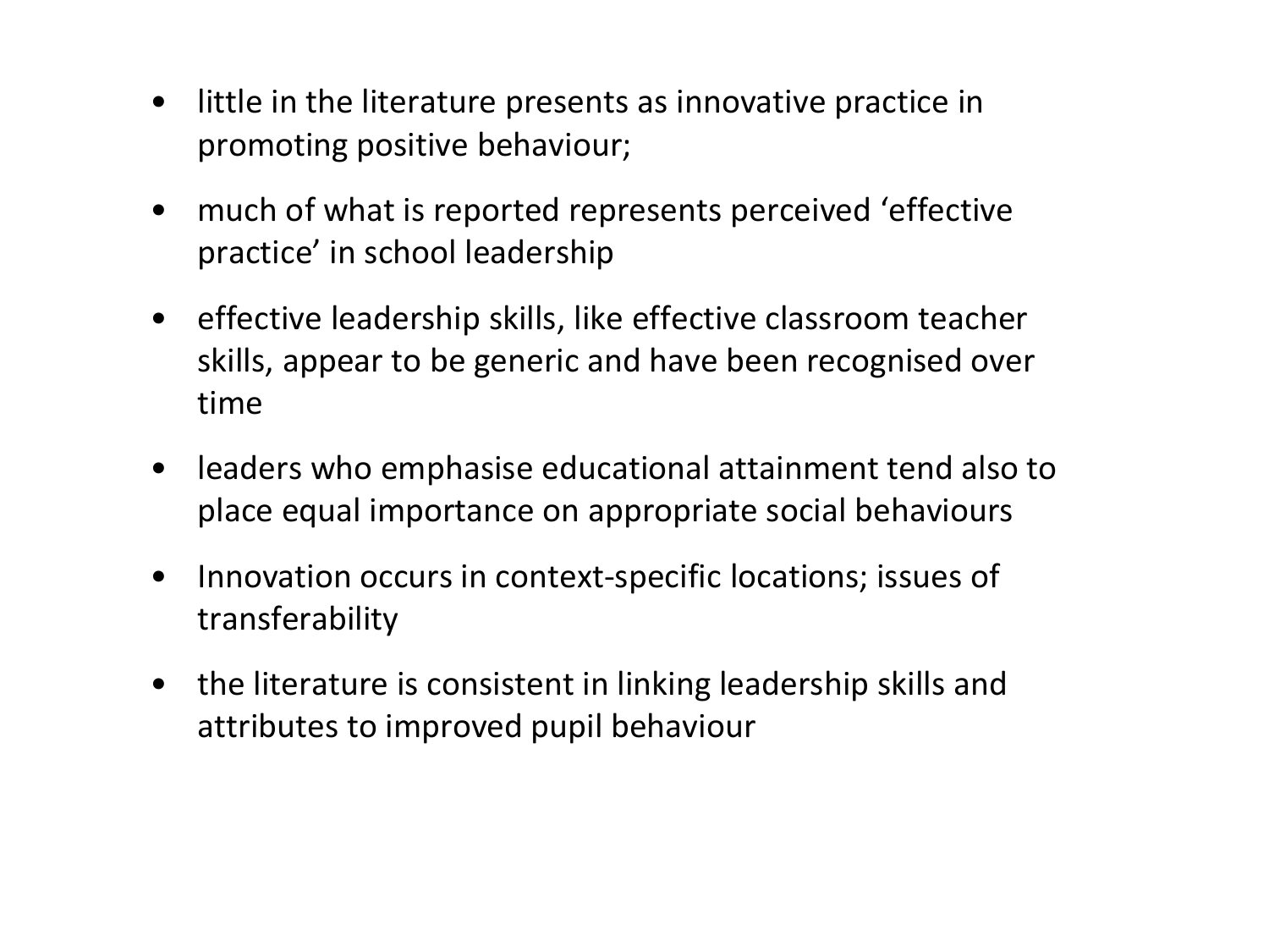- little in the literature presents as innovative practice in promoting positive behaviour;
- much of what is reported represents perceived 'effective practice' in school leadership
- effective leadership skills, like effective classroom teacher skills, appear to be generic and have been recognised over time
- leaders who emphasise educational attainment tend also to place equal importance on appropriate social behaviours
- Innovation occurs in context-specific locations; issues of transferability
- the literature is consistent in linking leadership skills and attributes to improved pupil behaviour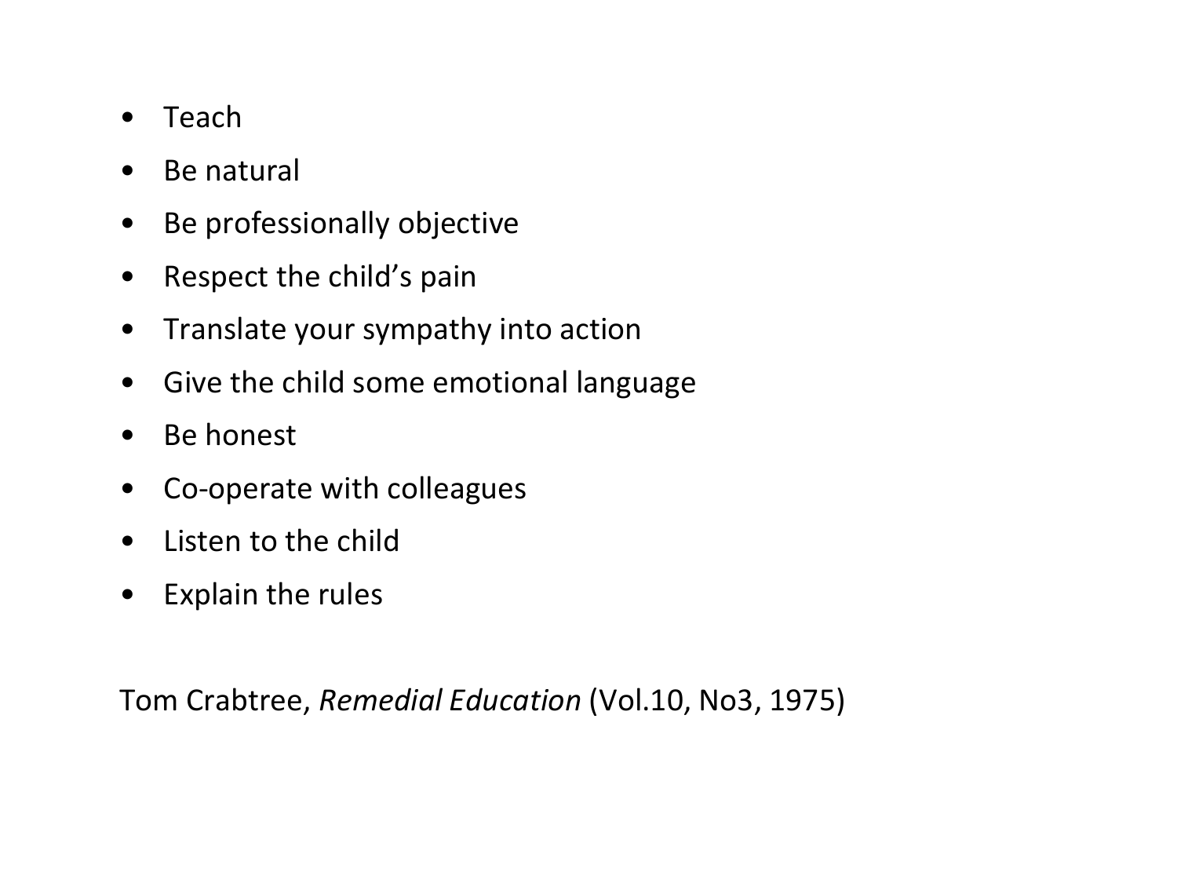- Teach
- Be natural
- Be professionally objective
- Respect the child's pain
- Translate your sympathy into action
- Give the child some emotional language
- Be honest
- Co-operate with colleagues
- Listen to the child
- Explain the rules

Tom Crabtree, *Remedial Education* (Vol.10, No3, 1975)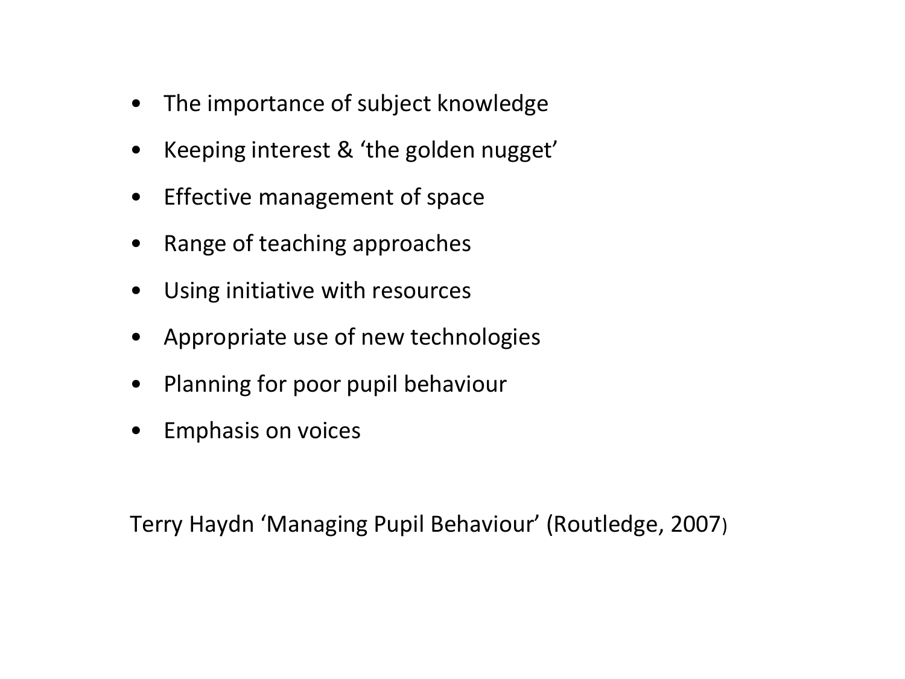- The importance of subject knowledge
- Keeping interest & 'the golden nugget'
- Effective management of space
- Range of teaching approaches
- Using initiative with resources
- Appropriate use of new technologies
- Planning for poor pupil behaviour
- Emphasis on voices

Terry Haydn 'Managing Pupil Behaviour' (Routledge, 2007)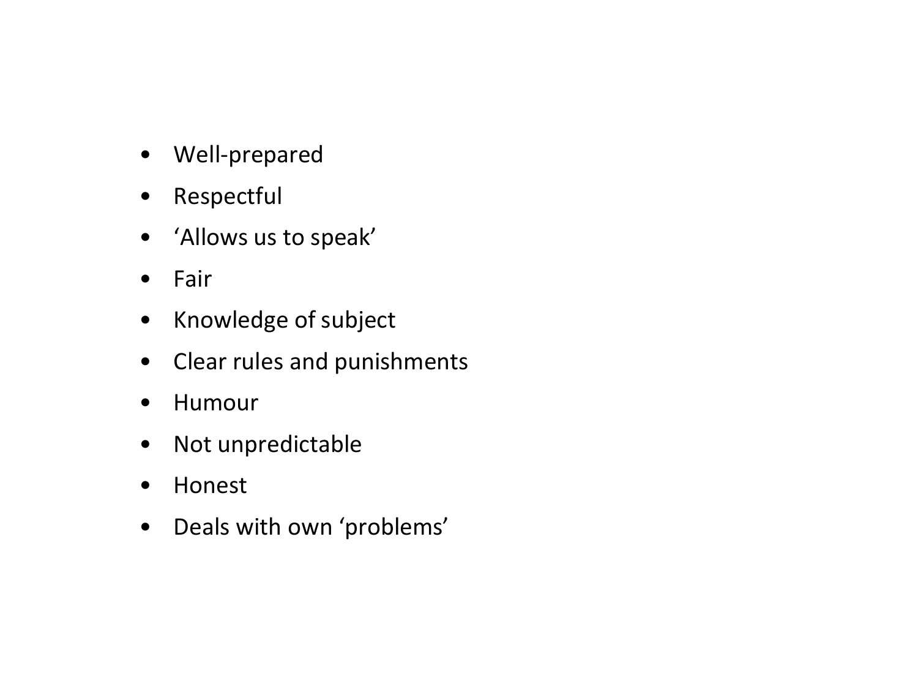- Well-prepared
- Respectful
- ‘Allows us to speak’
- Fair
- Knowledge of subject
- Clear rules and punishments
- Humour
- Not unpredictable
- Honest
- Deals with own ‘problems’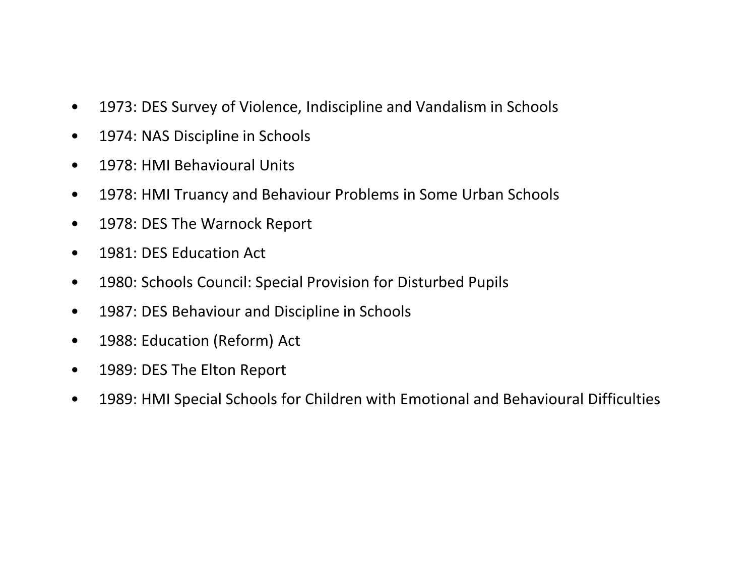- 1973: DES Survey of Violence, Indiscipline and Vandalism in Schools
- 1974: NAS Discipline in Schools
- 1978: HMI Behavioural Units
- 1978: HMI Truancy and Behaviour Problems in Some Urban Schools
- 1978: DES The Warnock Report
- 1981: DES Education Act
- 1980: Schools Council: Special Provision for Disturbed Pupils
- 1987: DES Behaviour and Discipline in Schools
- 1988: Education (Reform) Act
- 1989: DES The Elton Report
- 1989: HMI Special Schools for Children with Emotional and Behavioural Difficulties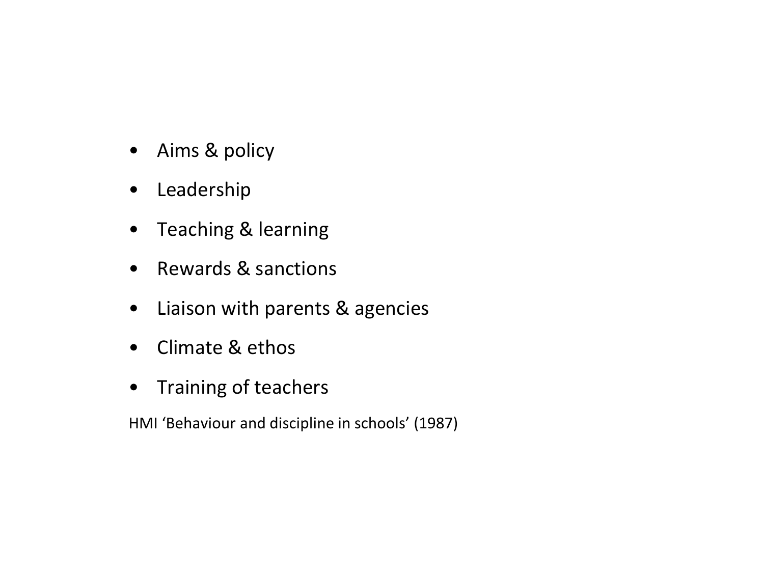- Aims & policy
- Leadership
- Teaching & learning
- Rewards & sanctions
- Liaison with parents & agencies
- Climate & ethos
- Training of teachers

HMI 'Behaviour and discipline in schools' (1987)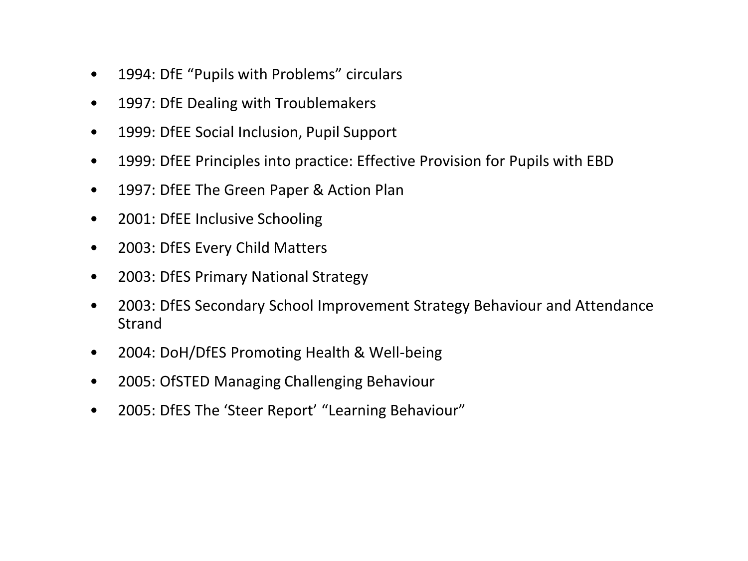- 1994: DfE “Pupils with Problems” circulars
- 1997: DfE Dealing with Troublemakers
- 1999: DfEE Social Inclusion, Pupil Support
- 1999: DfEE Principles into practice: Effective Provision for Pupils with EBD
- 1997: DfEE The Green Paper & Action Plan
- 2001: DfEE Inclusive Schooling
- 2003: DfES Every Child Matters
- 2003: DfES Primary National Strategy
- 2003: DfES Secondary School Improvement Strategy Behaviour and Attendance Strand
- 2004: DoH/DfES Promoting Health & Well-being
- 2005: OfSTED Managing Challenging Behaviour
- 2005: DfES The ‘Steer Report’ “Learning Behaviour”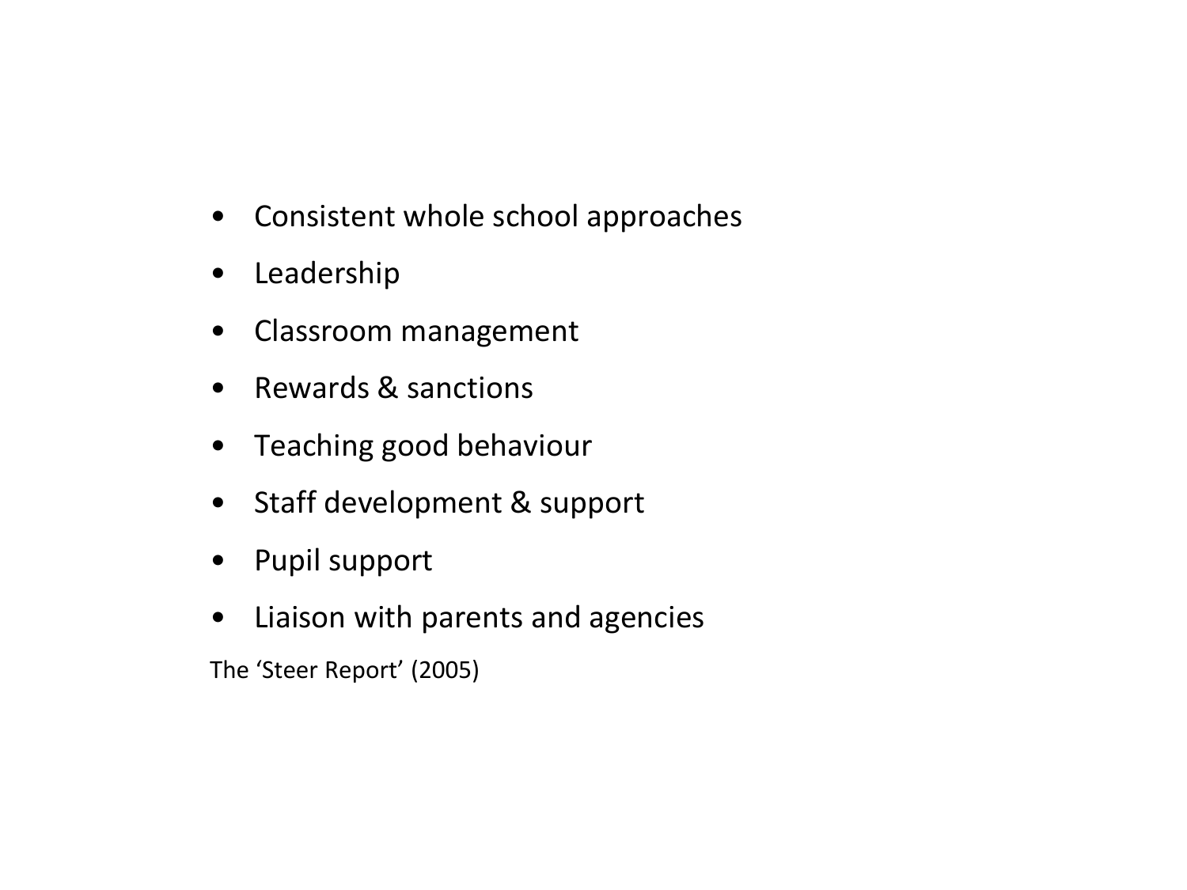- Consistent whole school approaches
- Leadership
- Classroom management
- Rewards & sanctions
- Teaching good behaviour
- Staff development & support
- Pupil support
- Liaison with parents and agencies

The 'Steer Report' (2005)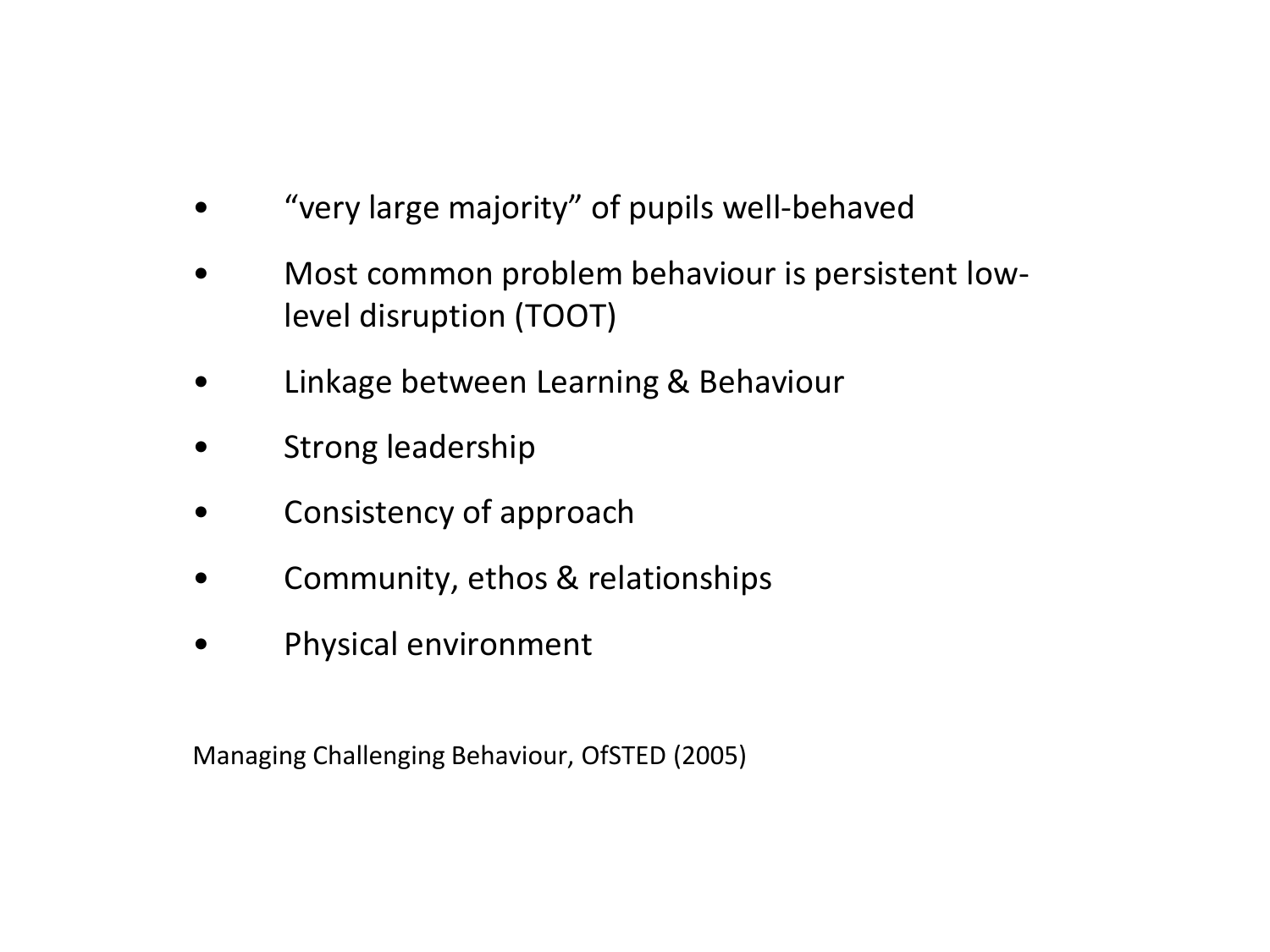- "very large majority" of pupils well-behaved
- Most common problem behaviour is persistent low-level disruption (TOOT)
- Linkage between Learning & Behaviour
- Strong leadership
- Consistency of approach
- Community, ethos & relationships
- Physical environment

Managing Challenging Behaviour, OfSTED (2005)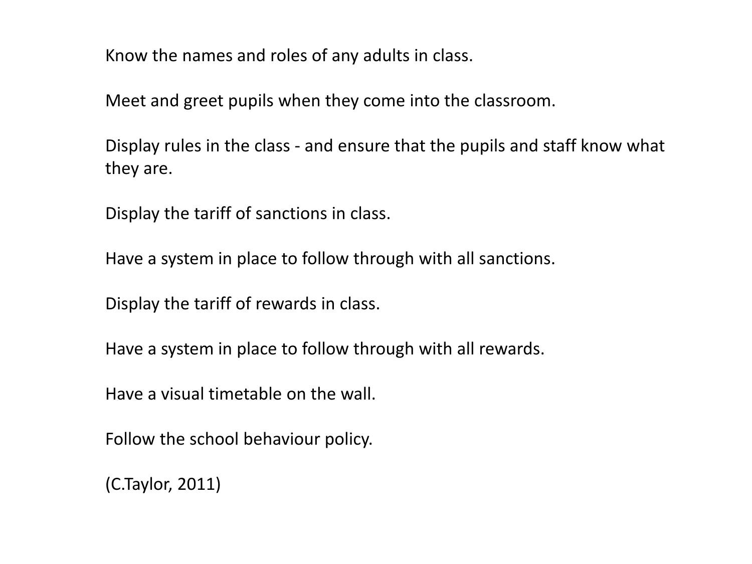Know the names and roles of any adults in class.

Meet and greet pupils when they come into the classroom.

Display rules in the class - and ensure that the pupils and staff know what they are.

Display the tariff of sanctions in class.

Have a system in place to follow through with all sanctions.

Display the tariff of rewards in class.

Have a system in place to follow through with all rewards.

Have a visual timetable on the wall.

Follow the school behaviour policy.

(C.Taylor, 2011)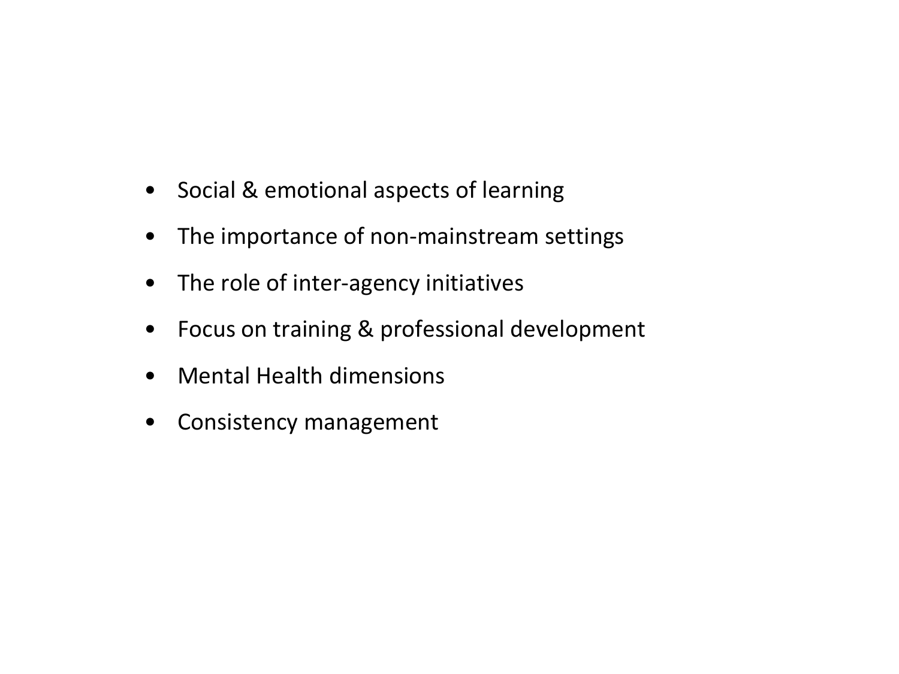- Social & emotional aspects of learning
- The importance of non-mainstream settings
- The role of inter-agency initiatives
- Focus on training & professional development
- Mental Health dimensions
- Consistency management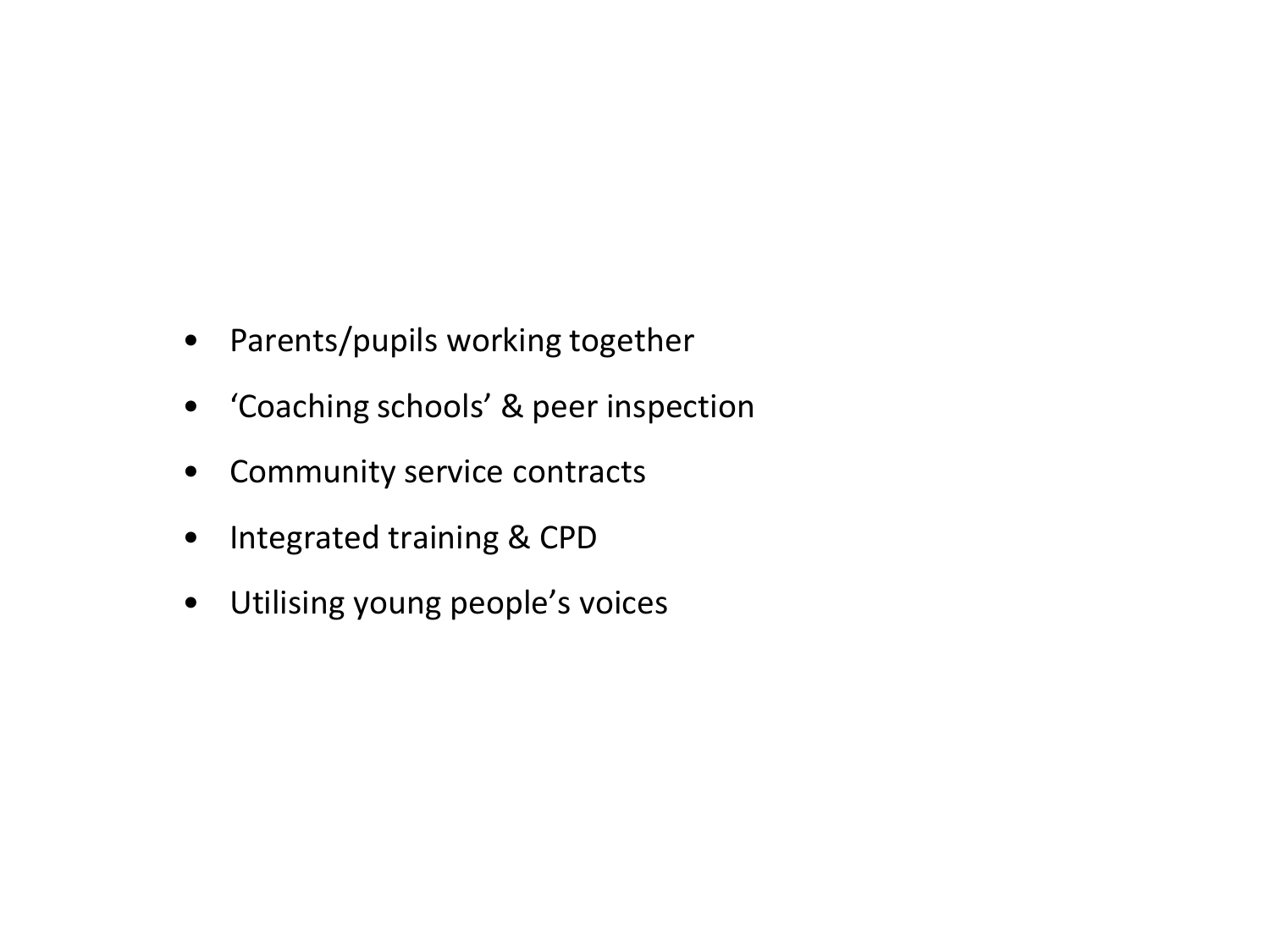- Parents/pupils working together
- ‘Coaching schools’ & peer inspection
- Community service contracts
- Integrated training & CPD
- Utilising young people’s voices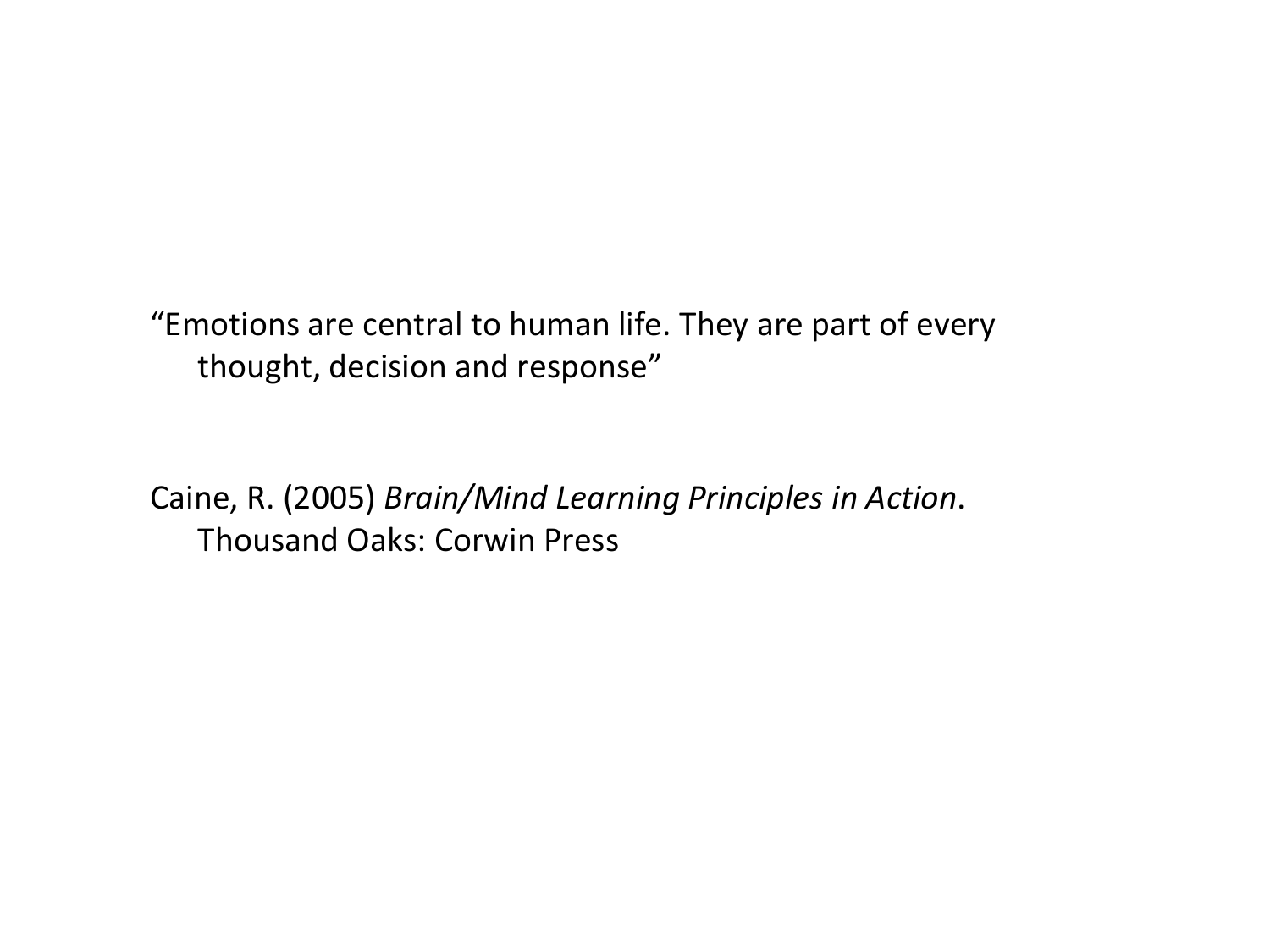"Emotions are central to human life. They are part of every thought, decision and response"

Caine, R. (2005) *Brain/Mind Learning Principles in Action*. Thousand Oaks: Corwin Press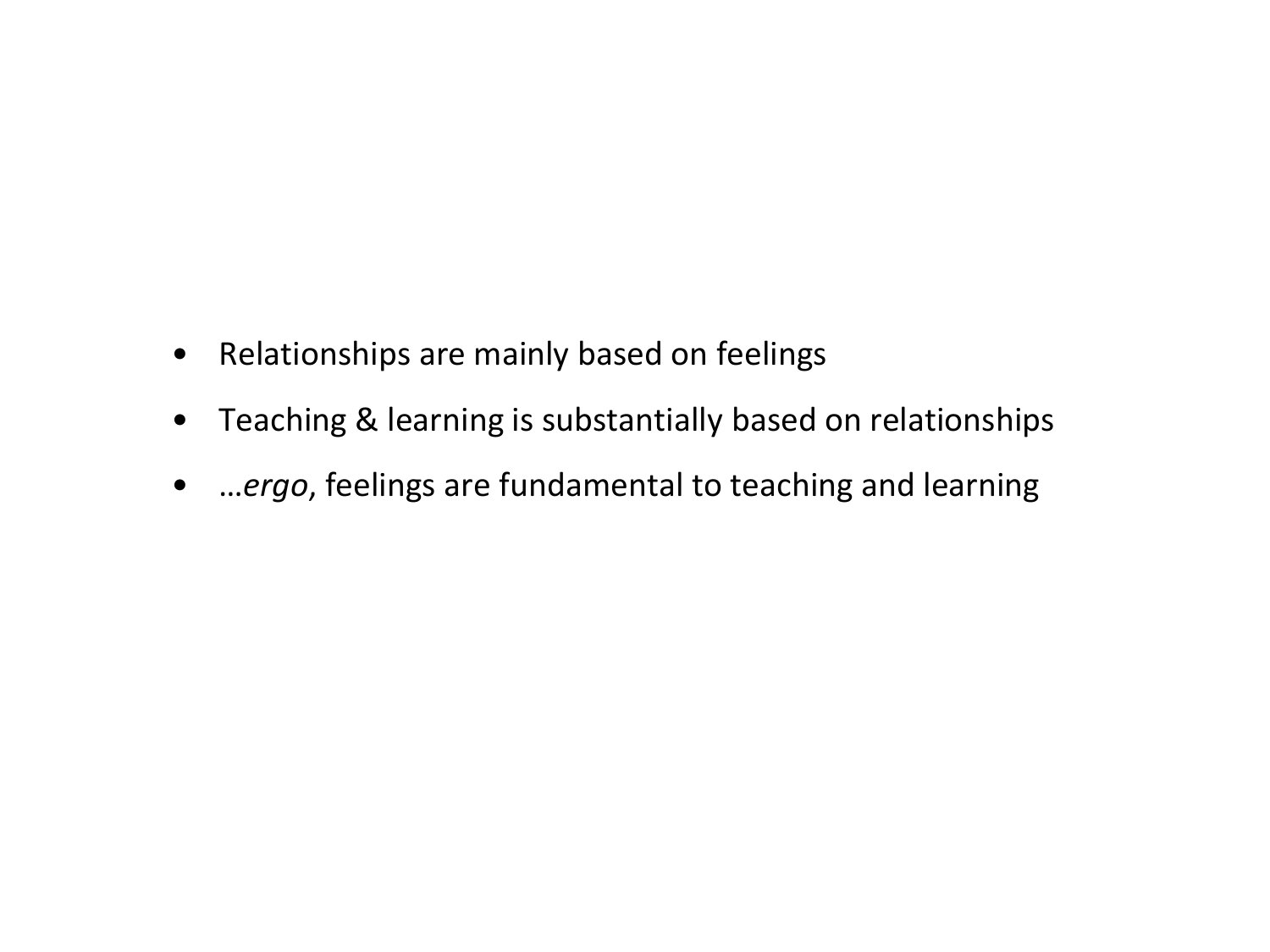- Relationships are mainly based on feelings
- Teaching & learning is substantially based on relationships
- …*ergo*, feelings are fundamental to teaching and learning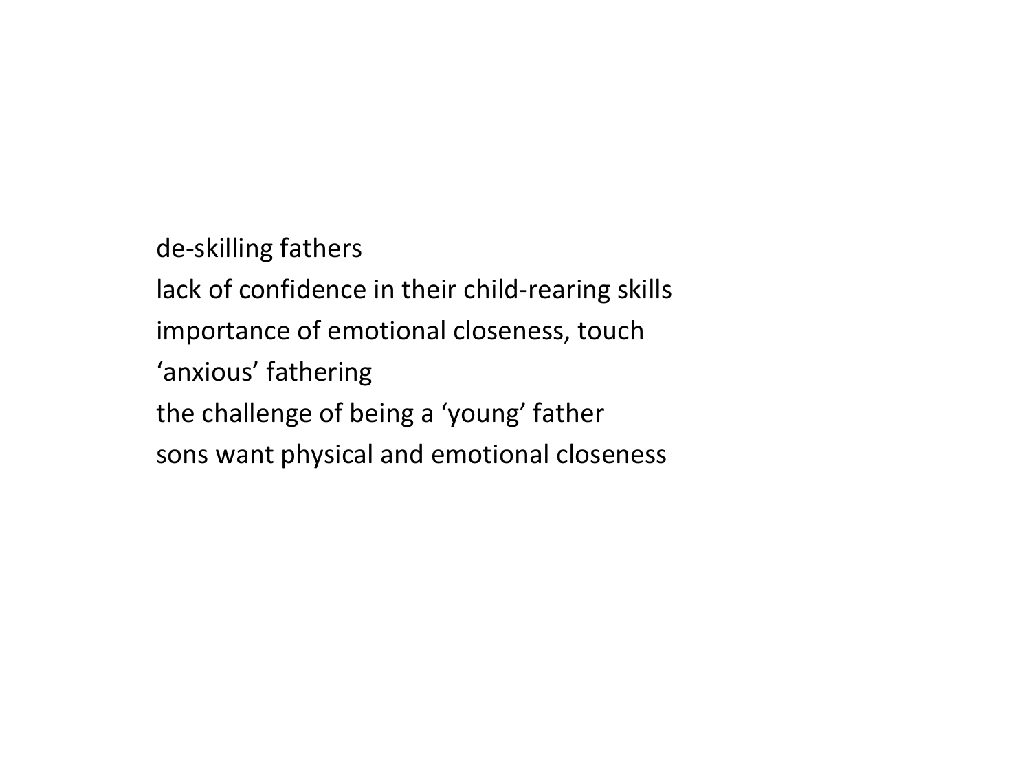de-skilling fathers
lack of confidence in their child-rearing skills
importance of emotional closeness, touch
‘anxious’ fathering
the challenge of being a ‘young’ father
sons want physical and emotional closeness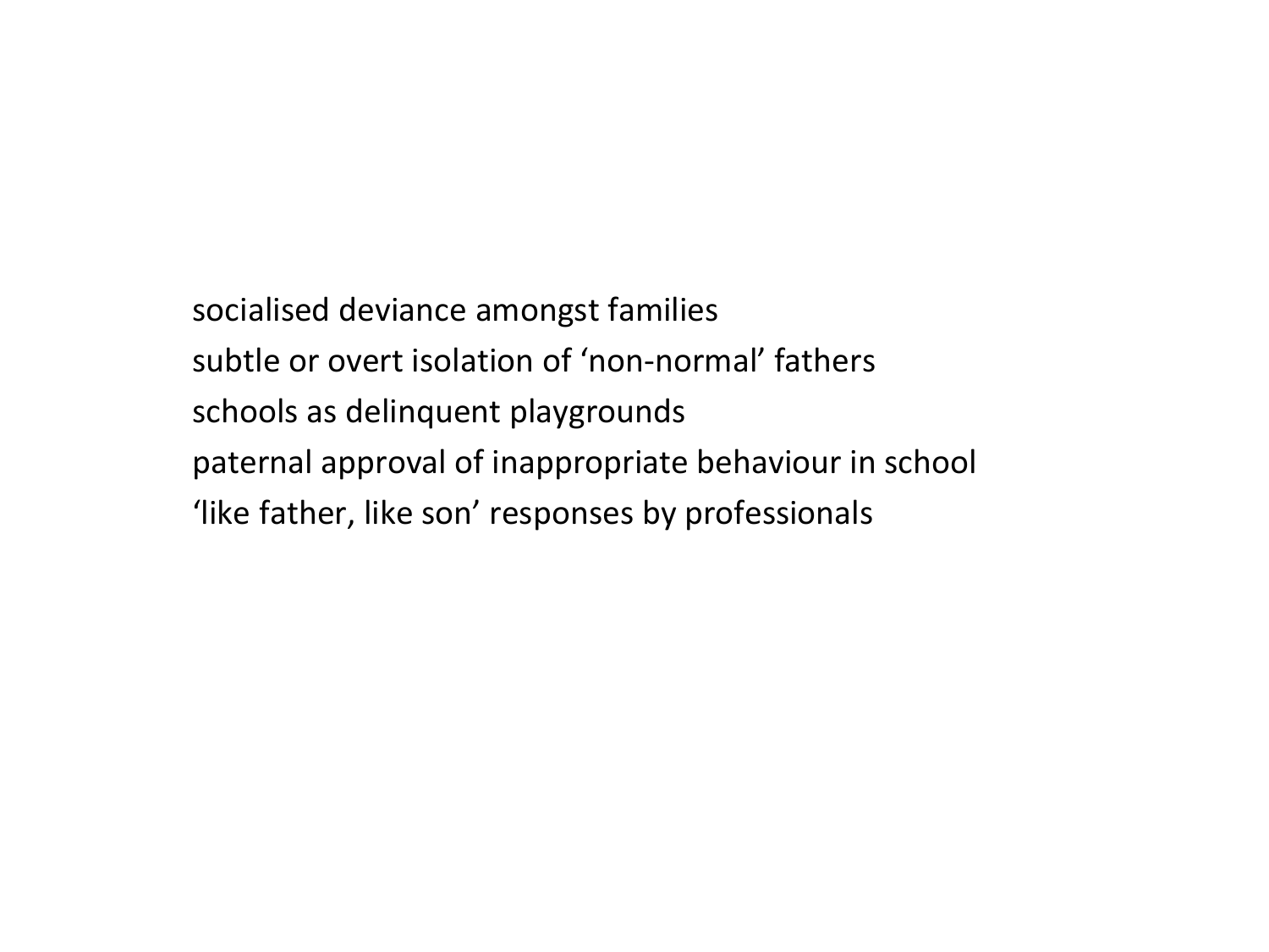socialised deviance amongst families
subtle or overt isolation of ‘non-normal’ fathers
schools as delinquent playgrounds
paternal approval of inappropriate behaviour in school
‘like father, like son’ responses by professionals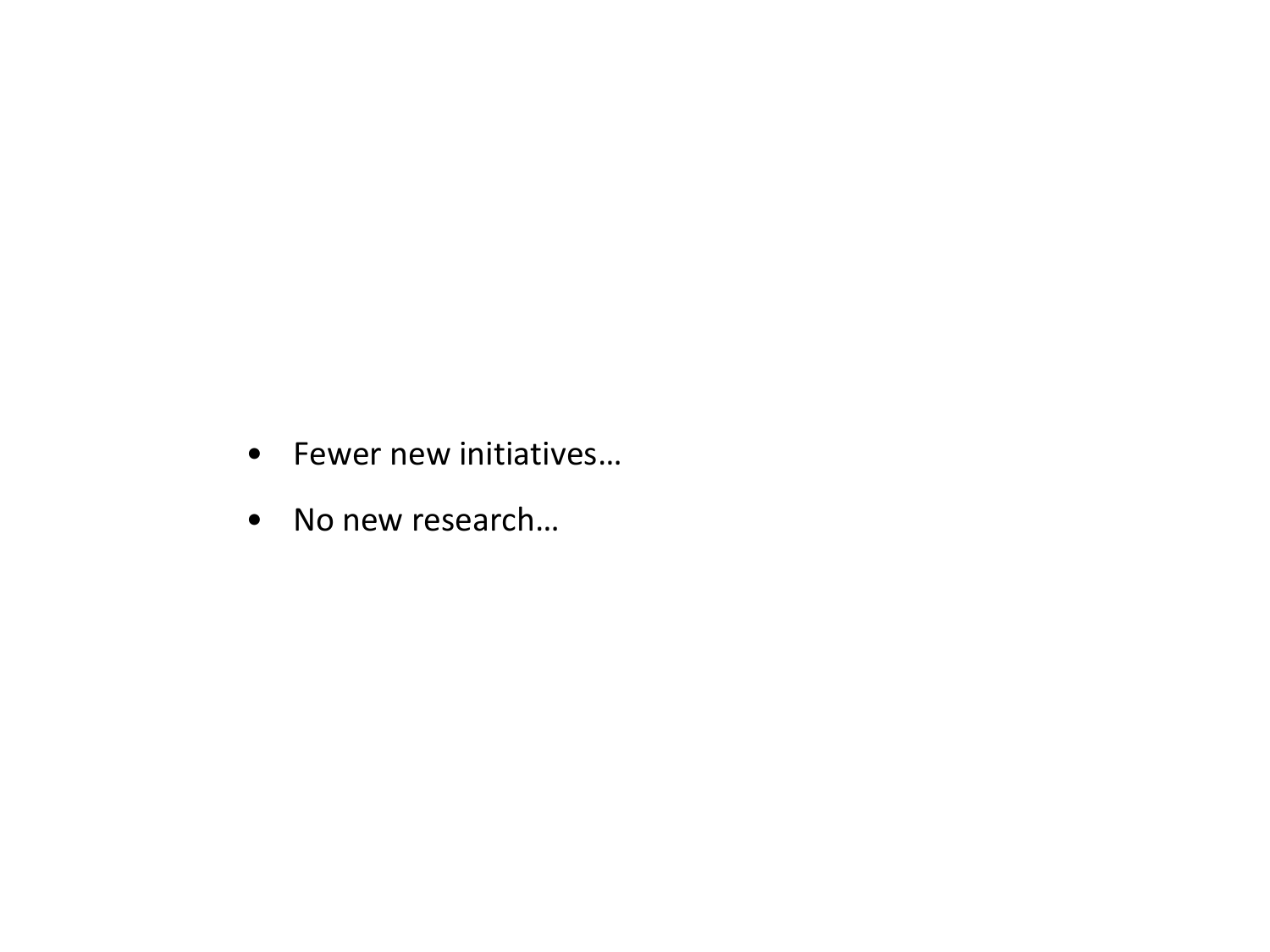- Fewer new initiatives…
- No new research…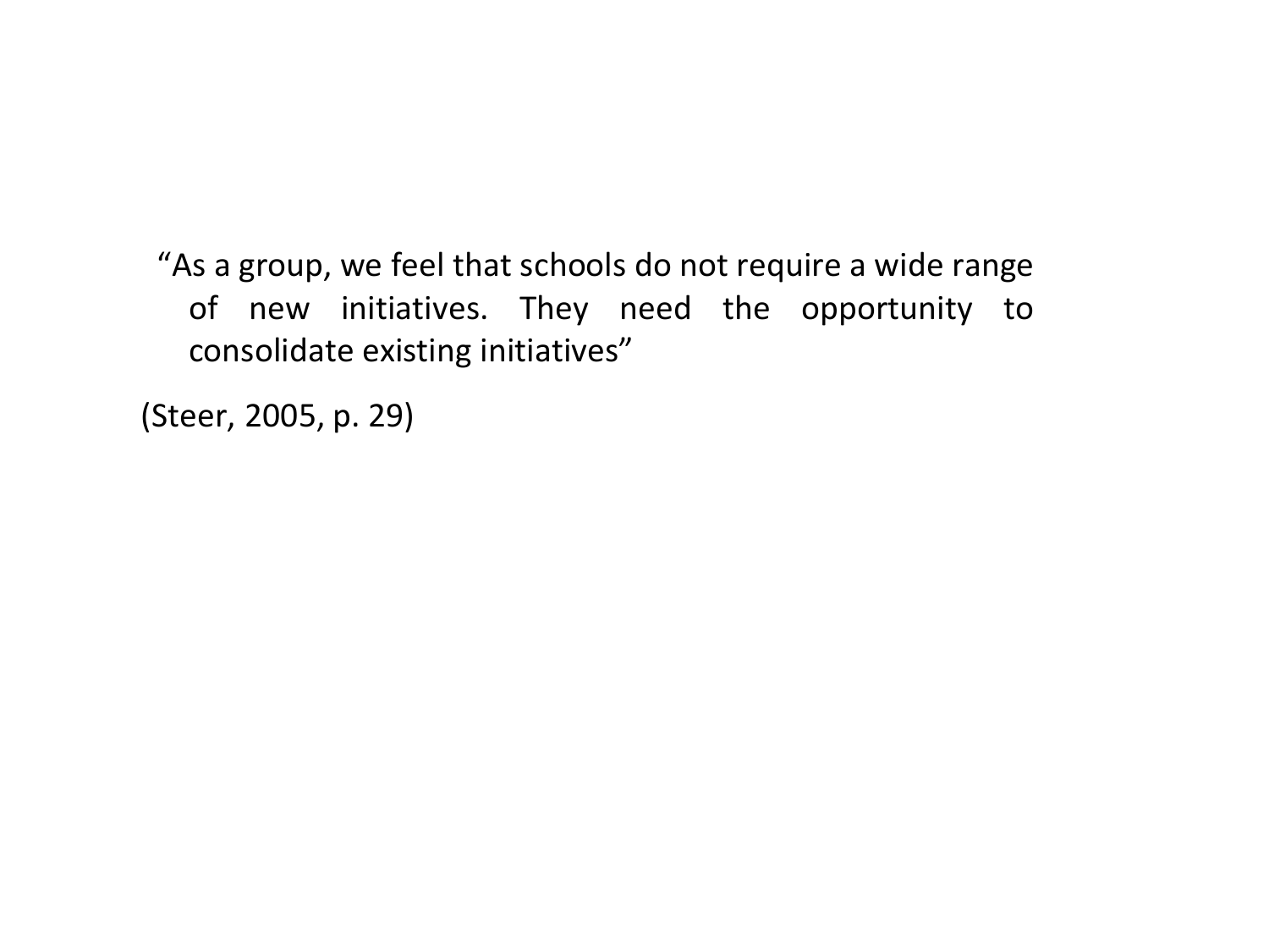> "As a group, we feel that schools do not require a wide range of new initiatives. They need the opportunity to consolidate existing initiatives"

(Steer, 2005, p. 29)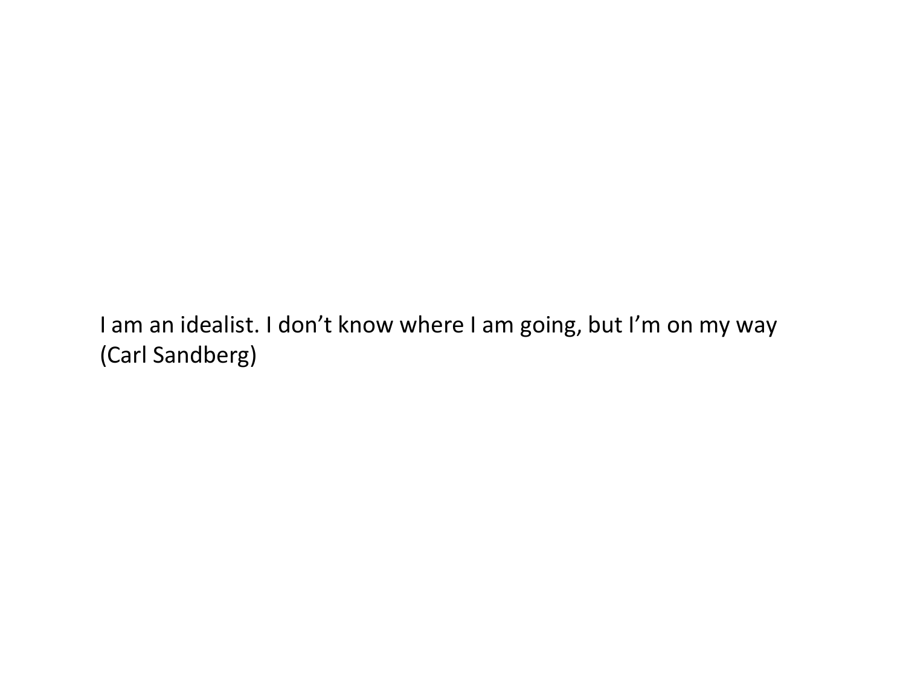I am an idealist. I don’t know where I am going, but I’m on my way
(Carl Sandberg)